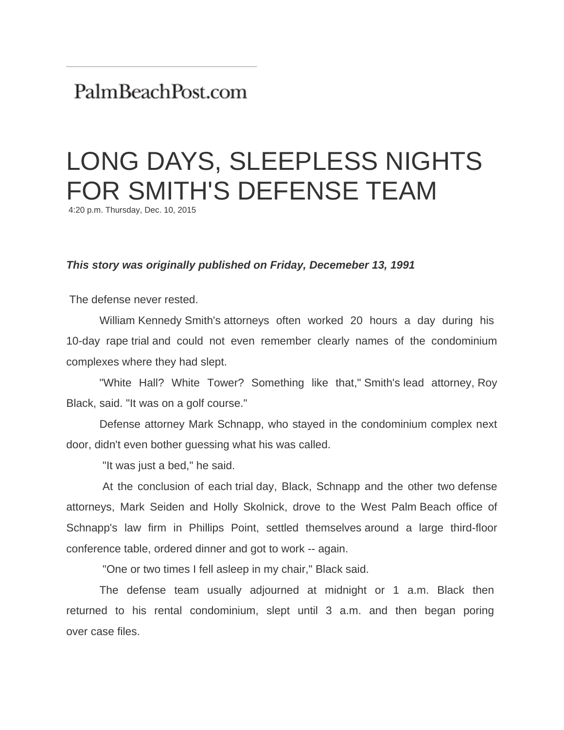PalmBeachPost.com

# LONG DAYS, SLEEPLESS NIGHTS FOR SMITH'S DEFENSE TEAM

4:20 p.m. Thursday, Dec. 10, 2015

***This story was originally published on Friday, Decemeber 13, 1991***

The defense never rested.

William Kennedy Smith's attorneys often worked 20 hours a day during his 10-day rape trial and could not even remember clearly names of the condominium complexes where they had slept.

"White Hall? White Tower? Something like that," Smith's lead attorney, Roy Black, said. "It was on a golf course."

Defense attorney Mark Schnapp, who stayed in the condominium complex next door, didn't even bother guessing what his was called.

"It was just a bed," he said.

At the conclusion of each trial day, Black, Schnapp and the other two defense attorneys, Mark Seiden and Holly Skolnick, drove to the West Palm Beach office of Schnapp's law firm in Phillips Point, settled themselves around a large third-floor conference table, ordered dinner and got to work -- again.

"One or two times I fell asleep in my chair," Black said.

The defense team usually adjourned at midnight or 1 a.m. Black then returned to his rental condominium, slept until 3 a.m. and then began poring over case files.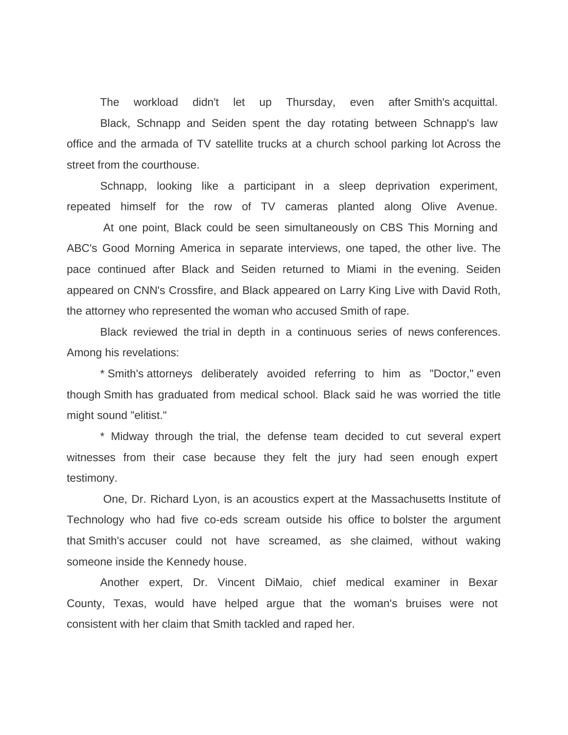The workload didn't let up Thursday, even after Smith's acquittal.

Black, Schnapp and Seiden spent the day rotating between Schnapp's law office and the armada of TV satellite trucks at a church school parking lot Across the street from the courthouse.

Schnapp, looking like a participant in a sleep deprivation experiment, repeated himself for the row of TV cameras planted along Olive Avenue.

At one point, Black could be seen simultaneously on CBS This Morning and ABC's Good Morning America in separate interviews, one taped, the other live. The pace continued after Black and Seiden returned to Miami in the evening. Seiden appeared on CNN's Crossfire, and Black appeared on Larry King Live with David Roth, the attorney who represented the woman who accused Smith of rape.

Black reviewed the trial in depth in a continuous series of news conferences. Among his revelations:

* Smith's attorneys deliberately avoided referring to him as "Doctor," even though Smith has graduated from medical school. Black said he was worried the title might sound "elitist."

* Midway through the trial, the defense team decided to cut several expert witnesses from their case because they felt the jury had seen enough expert testimony.

One, Dr. Richard Lyon, is an acoustics expert at the Massachusetts Institute of Technology who had five co-eds scream outside his office to bolster the argument that Smith's accuser could not have screamed, as she claimed, without waking someone inside the Kennedy house.

Another expert, Dr. Vincent DiMaio, chief medical examiner in Bexar County, Texas, would have helped argue that the woman's bruises were not consistent with her claim that Smith tackled and raped her.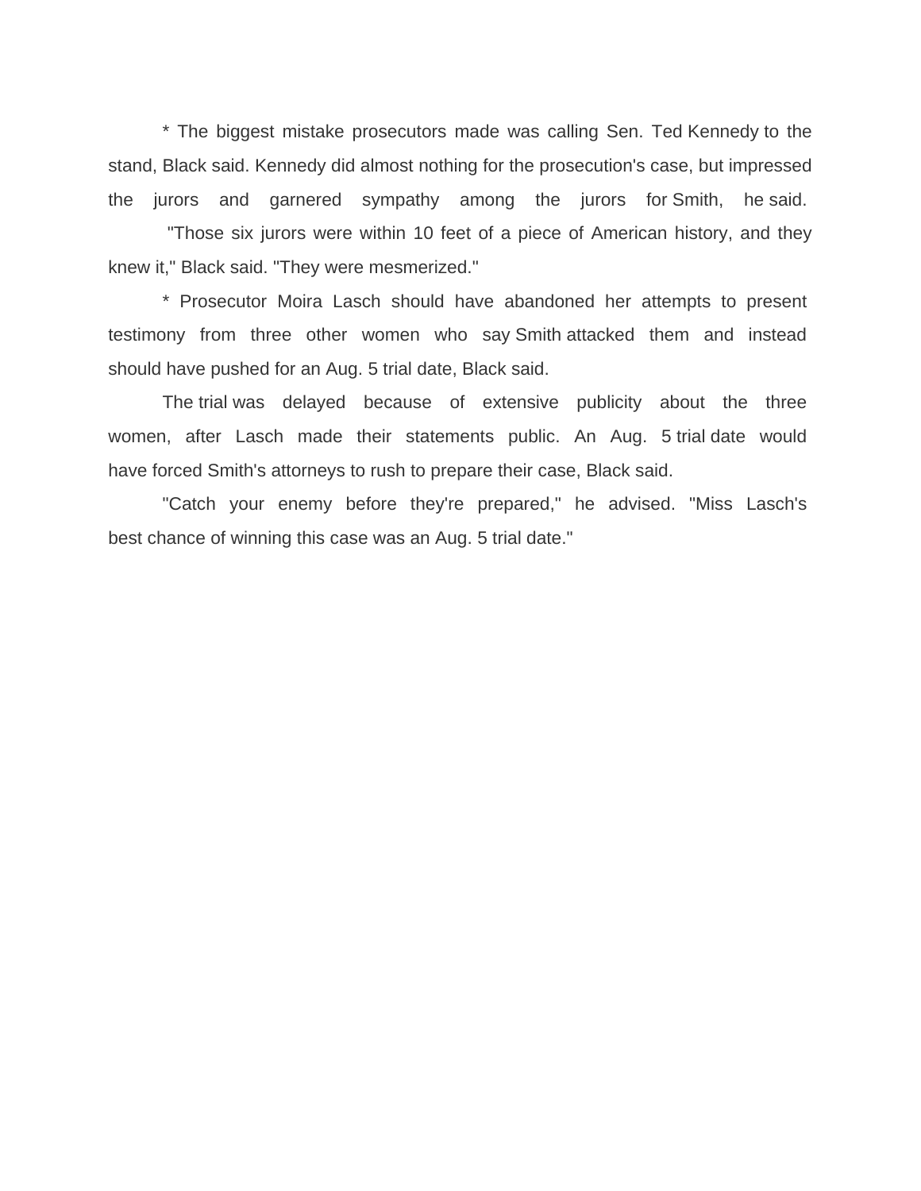* The biggest mistake prosecutors made was calling Sen. Ted Kennedy to the stand, Black said. Kennedy did almost nothing for the prosecution's case, but impressed the jurors and garnered sympathy among the jurors for Smith, he said.

"Those six jurors were within 10 feet of a piece of American history, and they knew it," Black said. "They were mesmerized."

* Prosecutor Moira Lasch should have abandoned her attempts to present testimony from three other women who say Smith attacked them and instead should have pushed for an Aug. 5 trial date, Black said.

The trial was delayed because of extensive publicity about the three women, after Lasch made their statements public. An Aug. 5 trial date would have forced Smith's attorneys to rush to prepare their case, Black said.

"Catch your enemy before they're prepared," he advised. "Miss Lasch's best chance of winning this case was an Aug. 5 trial date."